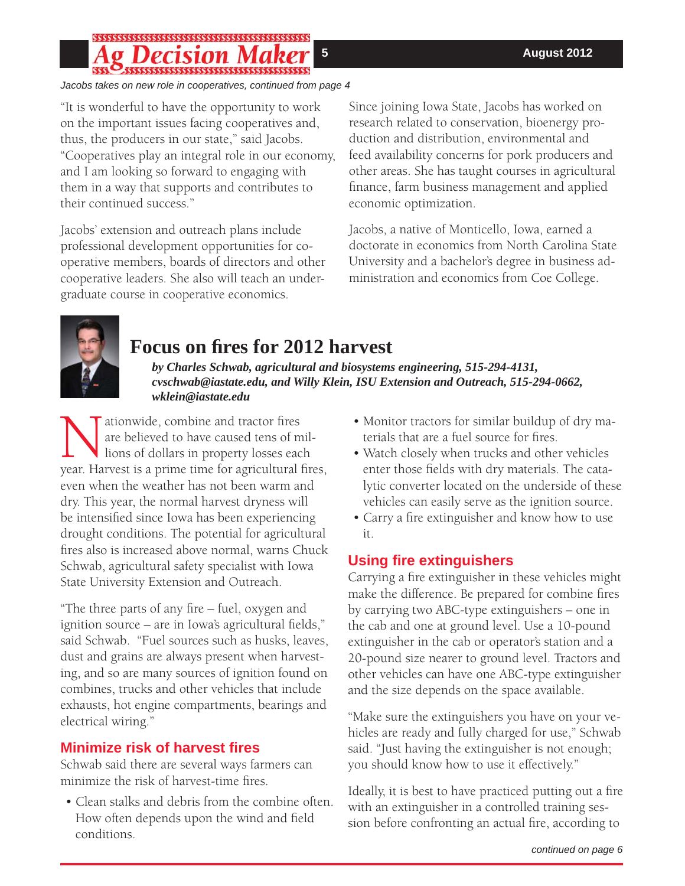*Jacobs takes on new role in cooperatives, continued from page 4*

"It is wonderful to have the opportunity to work on the important issues facing cooperatives and, thus, the producers in our state," said Jacobs. "Cooperatives play an integral role in our economy, and I am looking so forward to engaging with them in a way that supports and contributes to their continued success."

Jacobs' extension and outreach plans include professional development opportunities for cooperative members, boards of directors and other cooperative leaders. She also will teach an undergraduate course in cooperative economics.

Since joining Iowa State, Jacobs has worked on research related to conservation, bioenergy production and distribution, environmental and feed availability concerns for pork producers and other areas. She has taught courses in agricultural finance, farm business management and applied economic optimization.

Jacobs, a native of Monticello, Iowa, earned a doctorate in economics from North Carolina State University and a bachelor's degree in business administration and economics from Coe College.

# Focus on fires for 2012 harvest

***by Charles Schwab, agricultural and biosystems engineering, 515-294-4131, cvschwab@iastate.edu, and Willy Klein, ISU Extension and Outreach, 515-294-0662, wklein@iastate.edu***

Nationwide, combine and tractor fires are believed to have caused tens of millions of dollars in property losses each year. Harvest is a prime time for agricultural fires, even when the weather has not been warm and dry. This year, the normal harvest dryness will be intensified since Iowa has been experiencing drought conditions. The potential for agricultural fires also is increased above normal, warns Chuck Schwab, agricultural safety specialist with Iowa State University Extension and Outreach.

"The three parts of any fire – fuel, oxygen and ignition source – are in Iowa's agricultural fields," said Schwab. "Fuel sources such as husks, leaves, dust and grains are always present when harvesting, and so are many sources of ignition found on combines, trucks and other vehicles that include exhausts, hot engine compartments, bearings and electrical wiring."

## Minimize risk of harvest fires

Schwab said there are several ways farmers can minimize the risk of harvest-time fires.

- Clean stalks and debris from the combine often. How often depends upon the wind and field conditions.
- Monitor tractors for similar buildup of dry materials that are a fuel source for fires.
- Watch closely when trucks and other vehicles enter those fields with dry materials. The catalytic converter located on the underside of these vehicles can easily serve as the ignition source.
- Carry a fire extinguisher and know how to use it.

## Using fire extinguishers

Carrying a fire extinguisher in these vehicles might make the difference. Be prepared for combine fires by carrying two ABC-type extinguishers – one in the cab and one at ground level. Use a 10-pound extinguisher in the cab or operator's station and a 20-pound size nearer to ground level. Tractors and other vehicles can have one ABC-type extinguisher and the size depends on the space available.

"Make sure the extinguishers you have on your vehicles are ready and fully charged for use," Schwab said. "Just having the extinguisher is not enough; you should know how to use it effectively."

Ideally, it is best to have practiced putting out a fire with an extinguisher in a controlled training session before confronting an actual fire, according to

*continued on page 6*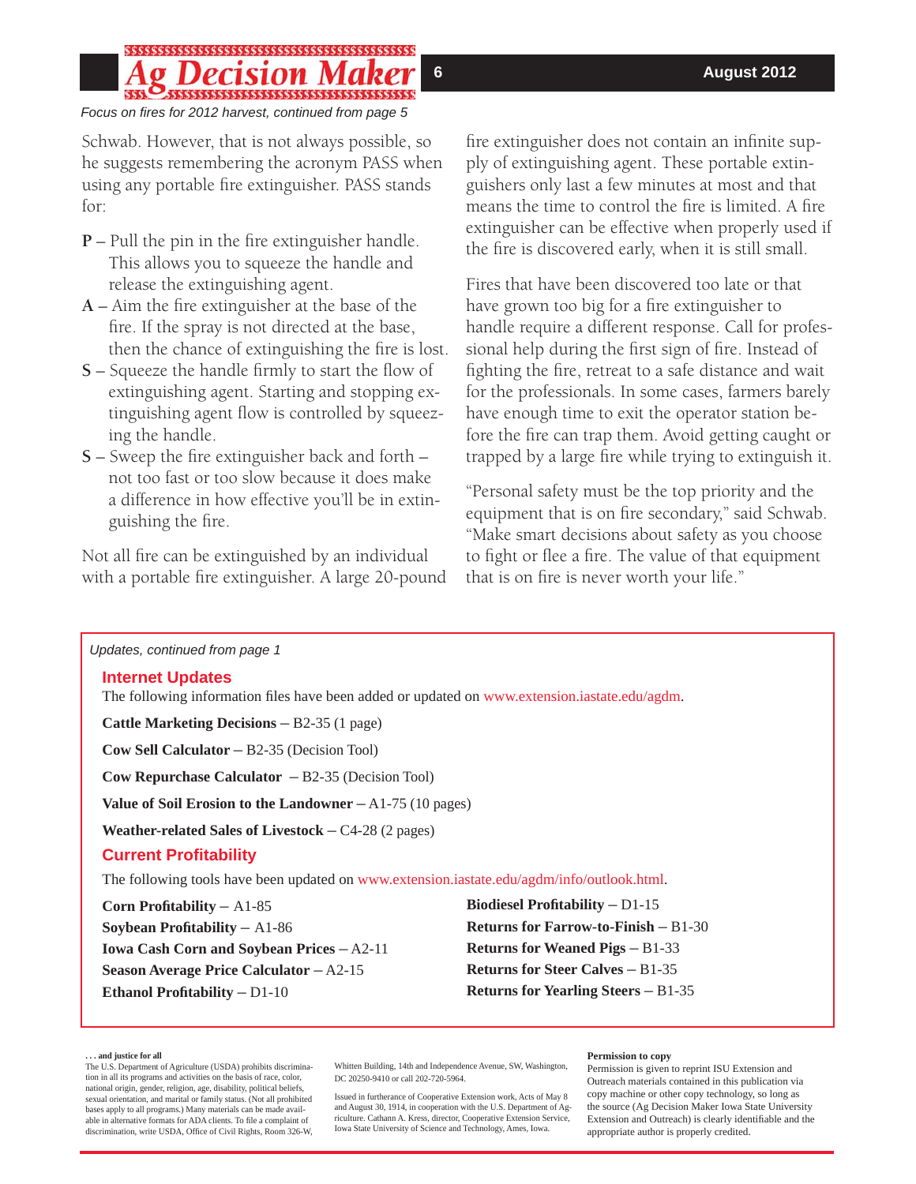*Focus on fires for 2012 harvest, continued from page 5*

Schwab. However, that is not always possible, so he suggests remembering the acronym PASS when using any portable fire extinguisher. PASS stands for:

- **P –** Pull the pin in the fire extinguisher handle. This allows you to squeeze the handle and release the extinguishing agent.
- **A –** Aim the fire extinguisher at the base of the fire. If the spray is not directed at the base, then the chance of extinguishing the fire is lost.
- **S –** Squeeze the handle firmly to start the flow of extinguishing agent. Starting and stopping extinguishing agent flow is controlled by squeezing the handle.
- **S –** Sweep the fire extinguisher back and forth – not too fast or too slow because it does make a difference in how effective you'll be in extinguishing the fire.

Not all fire can be extinguished by an individual with a portable fire extinguisher. A large 20-pound fire extinguisher does not contain an infinite supply of extinguishing agent. These portable extinguishers only last a few minutes at most and that means the time to control the fire is limited. A fire extinguisher can be effective when properly used if the fire is discovered early, when it is still small.

Fires that have been discovered too late or that have grown too big for a fire extinguisher to handle require a different response. Call for professional help during the first sign of fire. Instead of fighting the fire, retreat to a safe distance and wait for the professionals. In some cases, farmers barely have enough time to exit the operator station before the fire can trap them. Avoid getting caught or trapped by a large fire while trying to extinguish it.

"Personal safety must be the top priority and the equipment that is on fire secondary," said Schwab. "Make smart decisions about safety as you choose to fight or flee a fire. The value of that equipment that is on fire is never worth your life."

*Updates, continued from page 1*

## Internet Updates

The following information files have been added or updated on www.extension.iastate.edu/agdm.

**Cattle Marketing Decisions** – B2-35 (1 page)

**Cow Sell Calculator** – B2-35 (Decision Tool)

**Cow Repurchase Calculator** – B2-35 (Decision Tool)

**Value of Soil Erosion to the Landowner** – A1-75 (10 pages)

**Weather-related Sales of Livestock** – C4-28 (2 pages)

## Current Profitability

The following tools have been updated on www.extension.iastate.edu/agdm/info/outlook.html.

**Corn Profitability** – A1-85
**Soybean Profitability** – A1-86
**Iowa Cash Corn and Soybean Prices** – A2-11
**Season Average Price Calculator** – A2-15
**Ethanol Profitability** – D1-10
**Biodiesel Profitability** – D1-15
**Returns for Farrow-to-Finish** – B1-30
**Returns for Weaned Pigs** – B1-33
**Returns for Steer Calves** – B1-35
**Returns for Yearling Steers** – B1-35

**. . . and justice for all**
The U.S. Department of Agriculture (USDA) prohibits discrimination in all its programs and activities on the basis of race, color, national origin, gender, religion, age, disability, political beliefs, sexual orientation, and marital or family status. (Not all prohibited bases apply to all programs.) Many materials can be made available in alternative formats for ADA clients. To file a complaint of discrimination, write USDA, Office of Civil Rights, Room 326-W, Whitten Building, 14th and Independence Avenue, SW, Washington, DC 20250-9410 or call 202-720-5964.

Issued in furtherance of Cooperative Extension work, Acts of May 8 and August 30, 1914, in cooperation with the U.S. Department of Agriculture. Cathann A. Kress, director, Cooperative Extension Service, Iowa State University of Science and Technology, Ames, Iowa.

**Permission to copy**
Permission is given to reprint ISU Extension and Outreach materials contained in this publication via copy machine or other copy technology, so long as the source (Ag Decision Maker Iowa State University Extension and Outreach) is clearly identifiable and the appropriate author is properly credited.